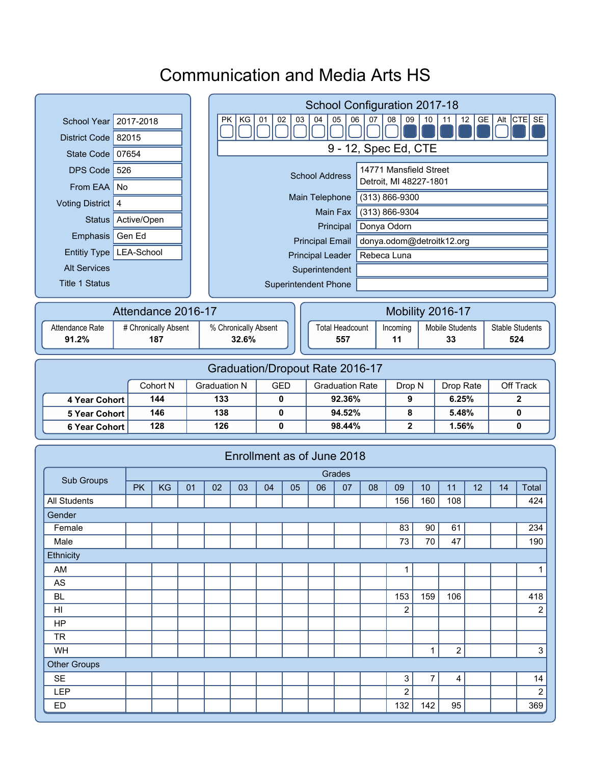# Communication and Media Arts HS

| | |
|---|---|
| School Year | 2017-2018 |
| District Code | 82015 |
| State Code | 07654 |
| DPS Code | 526 |
| From EAA | No |
| Voting District | 4 |
| Status | Active/Open |
| Emphasis | Gen Ed |
| Entitiy Type | LEA-School |
| Alt Services | |
| Title 1 Status | |

## School Configuration 2017-18

| PK | KG | 01 | 02 | 03 | 04 | 05 | 06 | 07 | 08 | 09 | 10 | 11 | 12 | GE | Alt | CTE | SE |
|---|---|---|---|---|---|---|---|---|---|---|---|---|---|---|---|---|---|
| | | | | | | | | | | ■ | ■ | ■ | ■ | ■ | | ■ | ■ |

9 - 12, Spec Ed, CTE

| | |
|---|---|
| School Address | 14771 Mansfield Street<br>Detroit, MI 48227-1801 |
| Main Telephone | (313) 866-9300 |
| Main Fax | (313) 866-9304 |
| Principal | Donya Odorn |
| Principal Email | donya.odom@detroitk12.org |
| Principal Leader | Rebeca Luna |
| Superintendent | |
| Superintendent Phone | |

## Attendance 2016-17

| Attendance Rate | # Chronically Absent | % Chronically Absent |
|---|---|---|
| **91.2%** | **187** | **32.6%** |

## Mobility 2016-17

| Total Headcount | Incoming | Mobile Students | Stable Students |
|---|---|---|---|
| **557** | **11** | **33** | **524** |

## Graduation/Dropout Rate 2016-17

| | Cohort N | Graduation N | GED | Graduation Rate | Drop N | Drop Rate | Off Track |
|---|---|---|---|---|---|---|---|
| **4 Year Cohort** | **144** | **133** | **0** | **92.36%** | **9** | **6.25%** | **2** |
| **5 Year Cohort** | **146** | **138** | **0** | **94.52%** | **8** | **5.48%** | **0** |
| **6 Year Cohort** | **128** | **126** | **0** | **98.44%** | **2** | **1.56%** | **0** |

## Enrollment as of June 2018

| Sub Groups | Grades | | | | | | | | | | | | | | |
|---|---|---|---|---|---|---|---|---|---|---|---|---|---|---|---|
| | PK | KG | 01 | 02 | 03 | 04 | 05 | 06 | 07 | 08 | 09 | 10 | 11 | 12 | 14 | Total |
| All Students | | | | | | | | | | | 156 | 160 | 108 | | | 424 |
| Gender | | | | | | | | | | | | | | | | |
| Female | | | | | | | | | | | 83 | 90 | 61 | | | 234 |
| Male | | | | | | | | | | | 73 | 70 | 47 | | | 190 |
| Ethnicity | | | | | | | | | | | | | | | | |
| AM | | | | | | | | | | | 1 | | | | | 1 |
| AS | | | | | | | | | | | | | | | | |
| BL | | | | | | | | | | | 153 | 159 | 106 | | | 418 |
| HI | | | | | | | | | | | 2 | | | | | 2 |
| HP | | | | | | | | | | | | | | | | |
| TR | | | | | | | | | | | | | | | | |
| WH | | | | | | | | | | | | 1 | 2 | | | 3 |
| Other Groups | | | | | | | | | | | | | | | | |
| SE | | | | | | | | | | | 3 | 7 | 4 | | | 14 |
| LEP | | | | | | | | | | | 2 | | | | | 2 |
| ED | | | | | | | | | | | 132 | 142 | 95 | | | 369 |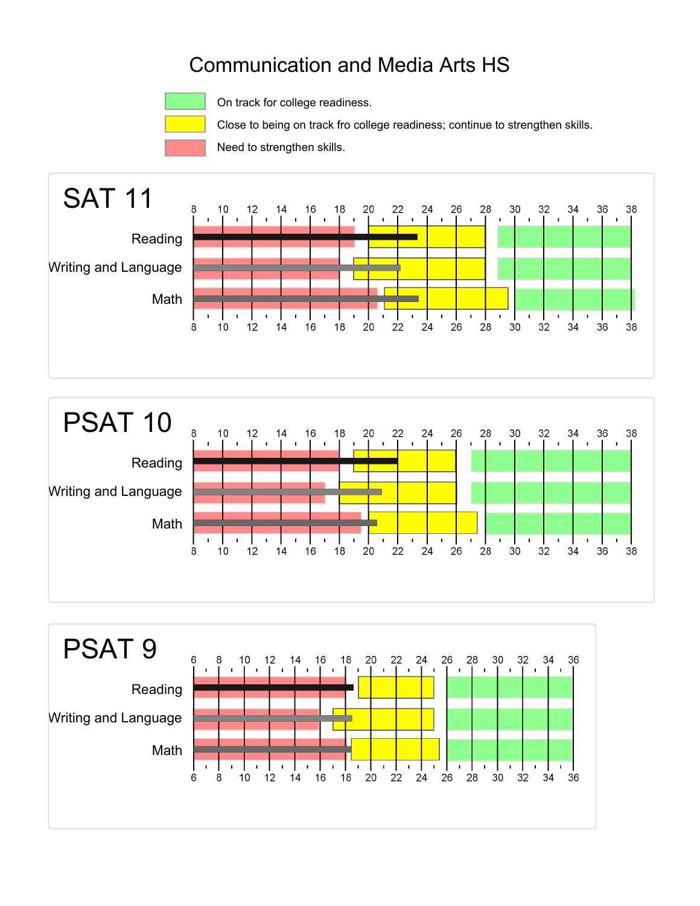# Communication and Media Arts HS

On track for college readiness.

Close to being on track fro college readiness; continue to strengthen skills.

Need to strengthen skills.

## SAT 11

8 10 12 14 16 18 20 22 24 26 28 30 32 34 36 38

Reading

Writing and Language

Math

8 10 12 14 16 18 20 22 24 26 28 30 32 34 36 38

## PSAT 10

8 10 12 14 16 18 20 22 24 26 28 30 32 34 36 38

Reading

Writing and Language

Math

8 10 12 14 16 18 20 22 24 26 28 30 32 34 36 38

## PSAT 9

6 8 10 12 14 16 18 20 22 24 26 28 30 32 34 36

Reading

Writing and Language

Math

6 8 10 12 14 16 18 20 22 24 26 28 30 32 34 36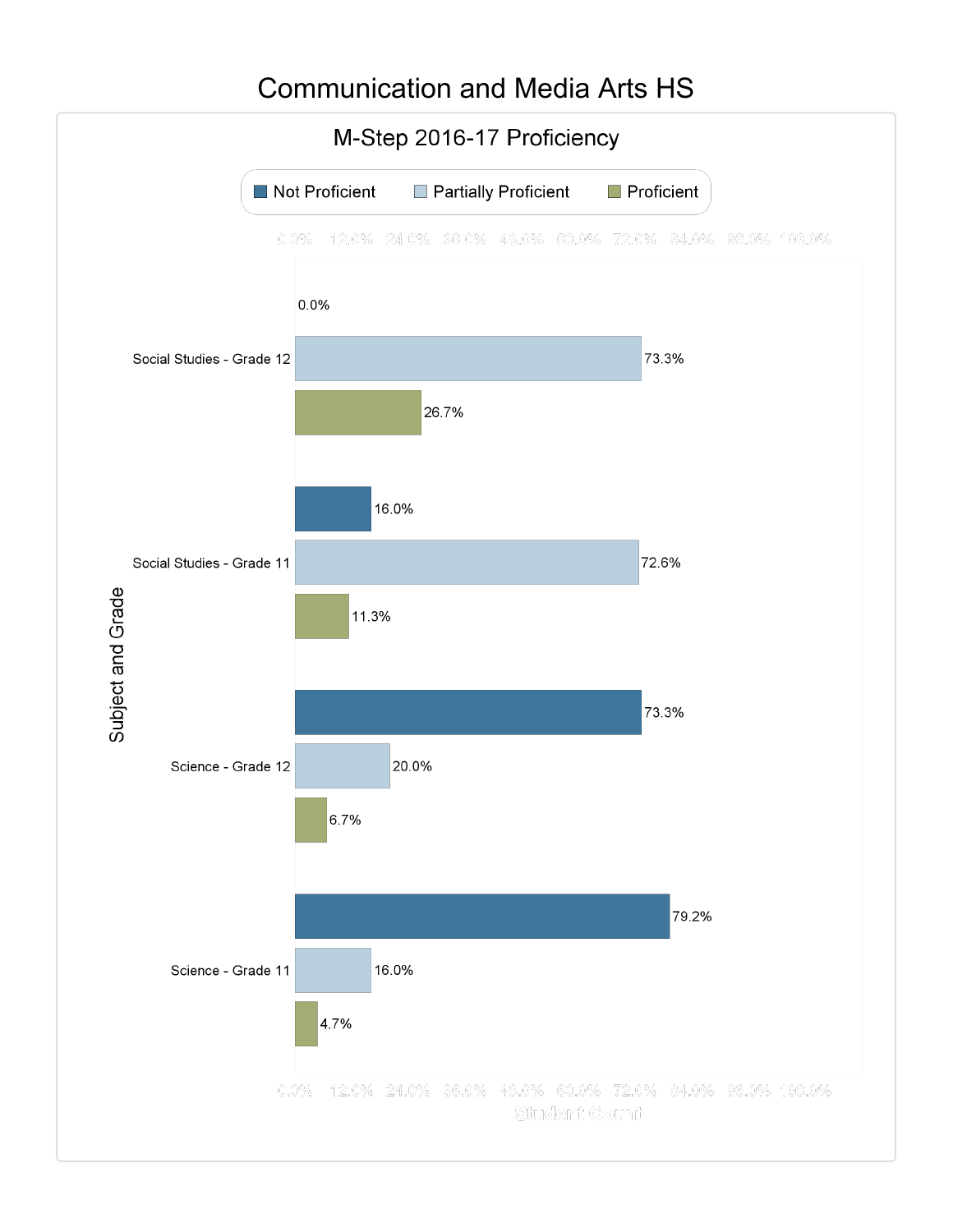# Communication and Media Arts HS

## M-Step 2016-17 Proficiency

Not Proficient   Partially Proficient   Proficient

0.0% 12.0% 24.0% 36.0% 48.0% 60.0% 72.0% 84.0% 96.0% 108.0%

Subject and Grade

Social Studies - Grade 12
0.0%
73.3%
26.7%

Social Studies - Grade 11
16.0%
72.6%
11.3%

Science - Grade 12
73.3%
20.0%
6.7%

Science - Grade 11
79.2%
16.0%
4.7%

0.0% 12.0% 24.0% 36.0% 48.0% 60.0% 72.0% 84.0% 96.0% 108.0%

Student Count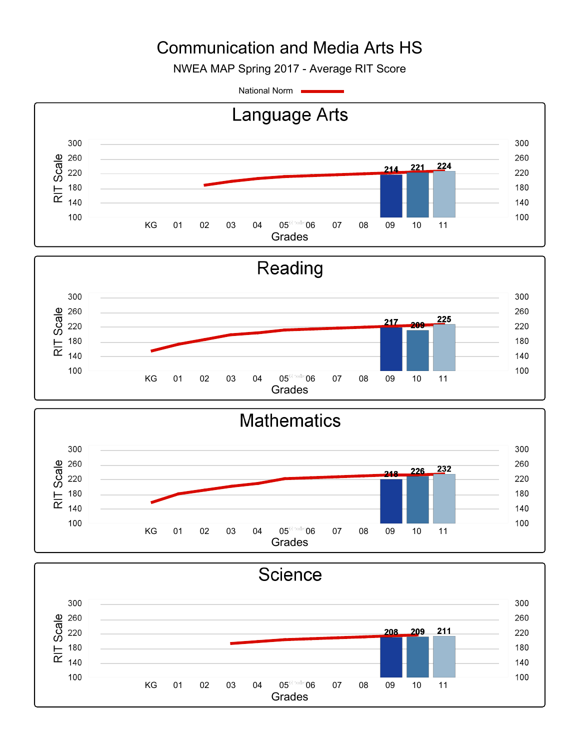# Communication and Media Arts HS

NWEA MAP Spring 2017 - Average RIT Score

National Norm

## Language Arts

RIT Scale

300
260
220
180
140
100

KG 01 02 03 04 05 06 07 08 09 10 11

Grades

214 221 224

## Reading

RIT Scale

300
260
220
180
140
100

KG 01 02 03 04 05 06 07 08 09 10 11

Grades

217 209 225

## Mathematics

RIT Scale

300
260
220
180
140
100

KG 01 02 03 04 05 06 07 08 09 10 11

Grades

218 226 232

## Science

RIT Scale

300
260
220
180
140
100

KG 01 02 03 04 05 06 07 08 09 10 11

Grades

208 209 211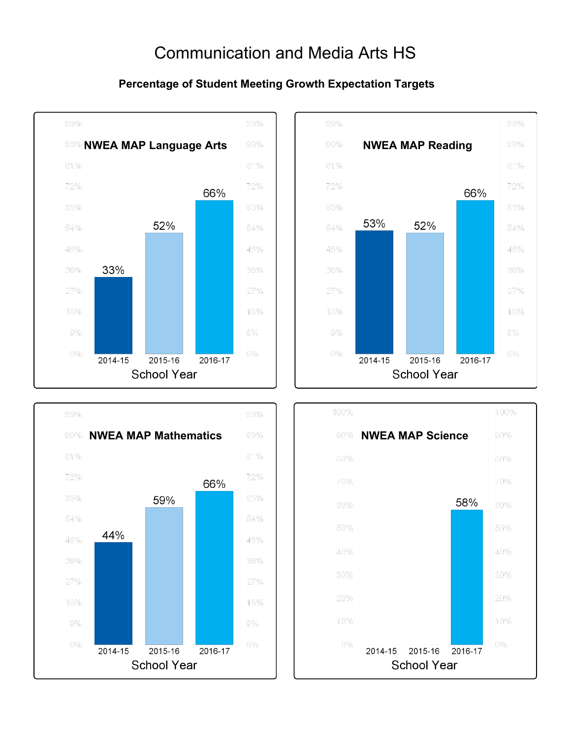# Communication and Media Arts HS

**Percentage of Student Meeting Growth Expectation Targets**

**NWEA MAP Language Arts**

33%
52%
66%

2014-15
2015-16
2016-17

School Year

**NWEA MAP Reading**

53%
52%
66%

2014-15
2015-16
2016-17

School Year

**NWEA MAP Mathematics**

44%
59%
66%

2014-15
2015-16
2016-17

School Year

**NWEA MAP Science**

58%

2014-15
2015-16
2016-17

School Year